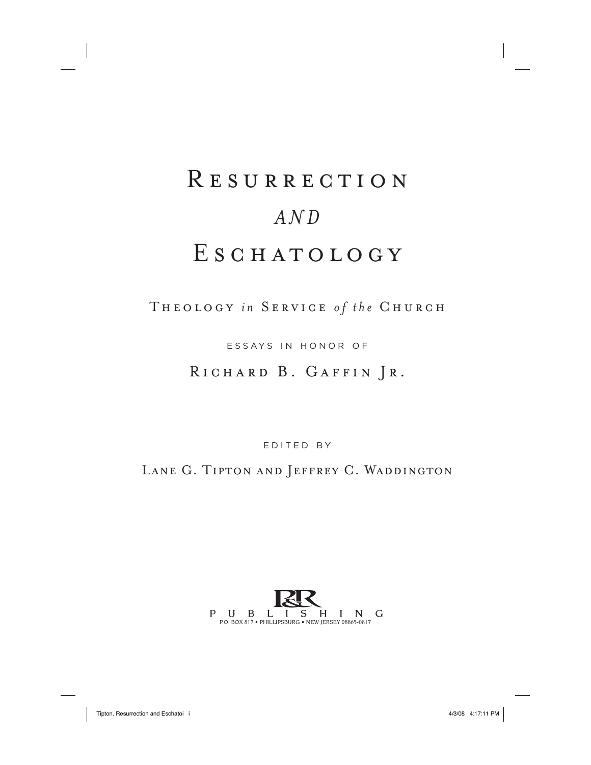# Resurrection *and* Eschatology

## Theology *in* Service *of the* Church

ESSAYS IN HONOR OF

Richard B. Gaffin Jr.

EDITED BY

Lane G. Tipton and Jeffrey C. Waddington

P&R PUBLISHING

P.O. BOX 817 • PHILLIPSBURG • NEW JERSEY 08865-0817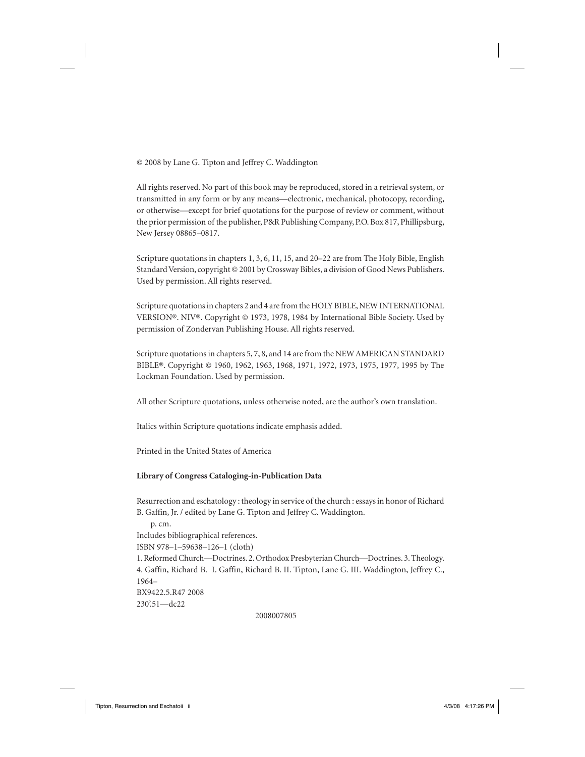© 2008 by Lane G. Tipton and Jeffrey C. Waddington

All rights reserved. No part of this book may be reproduced, stored in a retrieval system, or transmitted in any form or by any means—electronic, mechanical, photocopy, recording, or otherwise—except for brief quotations for the purpose of review or comment, without the prior permission of the publisher, P&R Publishing Company, P.O. Box 817, Phillipsburg, New Jersey 08865–0817.

Scripture quotations in chapters 1, 3, 6, 11, 15, and 20–22 are from The Holy Bible, English Standard Version, copyright © 2001 by Crossway Bibles, a division of Good News Publishers. Used by permission. All rights reserved.

Scripture quotations in chapters 2 and 4 are from the HOLY BIBLE, NEW INTERNATIONAL VERSION®. NIV®. Copyright © 1973, 1978, 1984 by International Bible Society. Used by permission of Zondervan Publishing House. All rights reserved.

Scripture quotations in chapters 5, 7, 8, and 14 are from the NEW AMERICAN STANDARD BIBLE®. Copyright © 1960, 1962, 1963, 1968, 1971, 1972, 1973, 1975, 1977, 1995 by The Lockman Foundation. Used by permission.

All other Scripture quotations, unless otherwise noted, are the author's own translation.

Italics within Scripture quotations indicate emphasis added.

Printed in the United States of America

**Library of Congress Cataloging-in-Publication Data**

Resurrection and eschatology : theology in service of the church : essays in honor of Richard B. Gaffin, Jr. / edited by Lane G. Tipton and Jeffrey C. Waddington.

p. cm.

Includes bibliographical references.

ISBN 978–1–59638–126–1 (cloth)

1. Reformed Church—Doctrines. 2. Orthodox Presbyterian Church—Doctrines. 3. Theology. 4. Gaffin, Richard B. I. Gaffin, Richard B. II. Tipton, Lane G. III. Waddington, Jeffrey C., 1964–

BX9422.5.R47 2008

230'.51—dc22

2008007805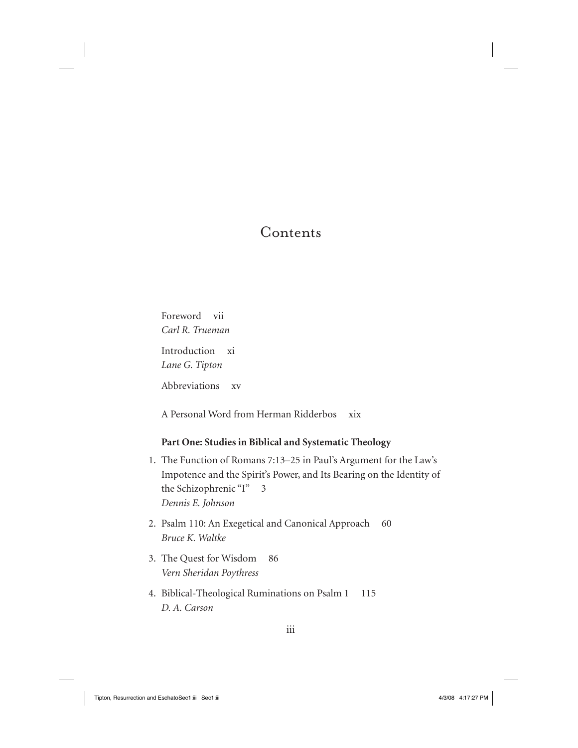# Contents

Foreword vii
*Carl R. Trueman*

Introduction xi
*Lane G. Tipton*

Abbreviations xv

A Personal Word from Herman Ridderbos xix

**Part One: Studies in Biblical and Systematic Theology**

1. The Function of Romans 7:13–25 in Paul's Argument for the Law's Impotence and the Spirit's Power, and Its Bearing on the Identity of the Schizophrenic "I" 3
   *Dennis E. Johnson*

2. Psalm 110: An Exegetical and Canonical Approach 60
   *Bruce K. Waltke*

3. The Quest for Wisdom 86
   *Vern Sheridan Poythress*

4. Biblical-Theological Ruminations on Psalm 1 115
   *D. A. Carson*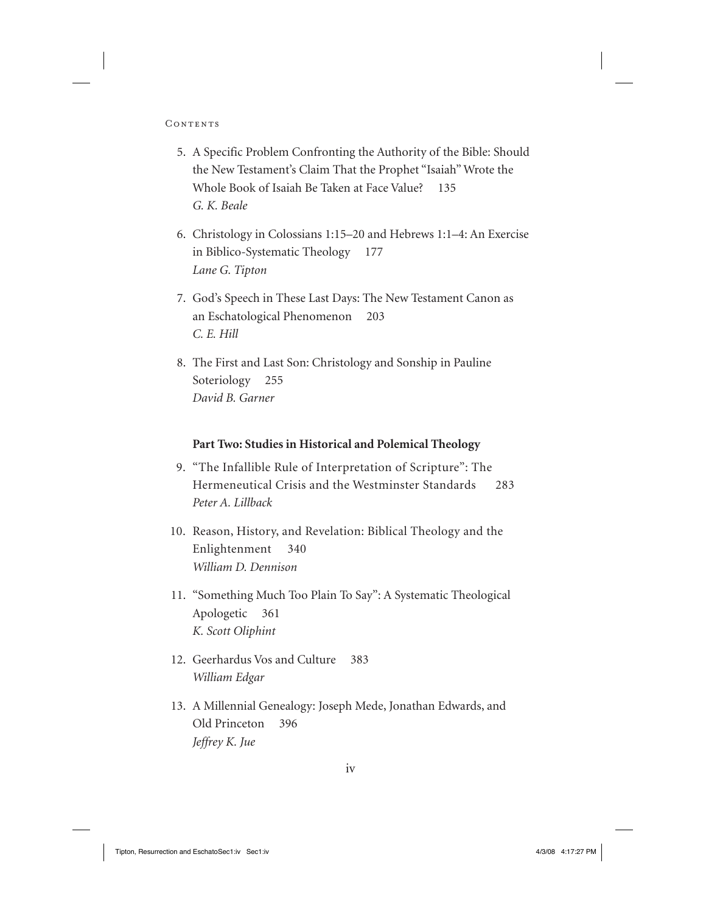5. A Specific Problem Confronting the Authority of the Bible: Should the New Testament's Claim That the Prophet "Isaiah" Wrote the Whole Book of Isaiah Be Taken at Face Value? 135
   *G. K. Beale*

6. Christology in Colossians 1:15–20 and Hebrews 1:1–4: An Exercise in Biblico-Systematic Theology 177
   *Lane G. Tipton*

7. God's Speech in These Last Days: The New Testament Canon as an Eschatological Phenomenon 203
   *C. E. Hill*

8. The First and Last Son: Christology and Sonship in Pauline Soteriology 255
   *David B. Garner*

**Part Two: Studies in Historical and Polemical Theology**

9. "The Infallible Rule of Interpretation of Scripture": The Hermeneutical Crisis and the Westminster Standards 283
   *Peter A. Lillback*

10. Reason, History, and Revelation: Biblical Theology and the Enlightenment 340
    *William D. Dennison*

11. "Something Much Too Plain To Say": A Systematic Theological Apologetic 361
    *K. Scott Oliphint*

12. Geerhardus Vos and Culture 383
    *William Edgar*

13. A Millennial Genealogy: Joseph Mede, Jonathan Edwards, and Old Princeton 396
    *Jeffrey K. Jue*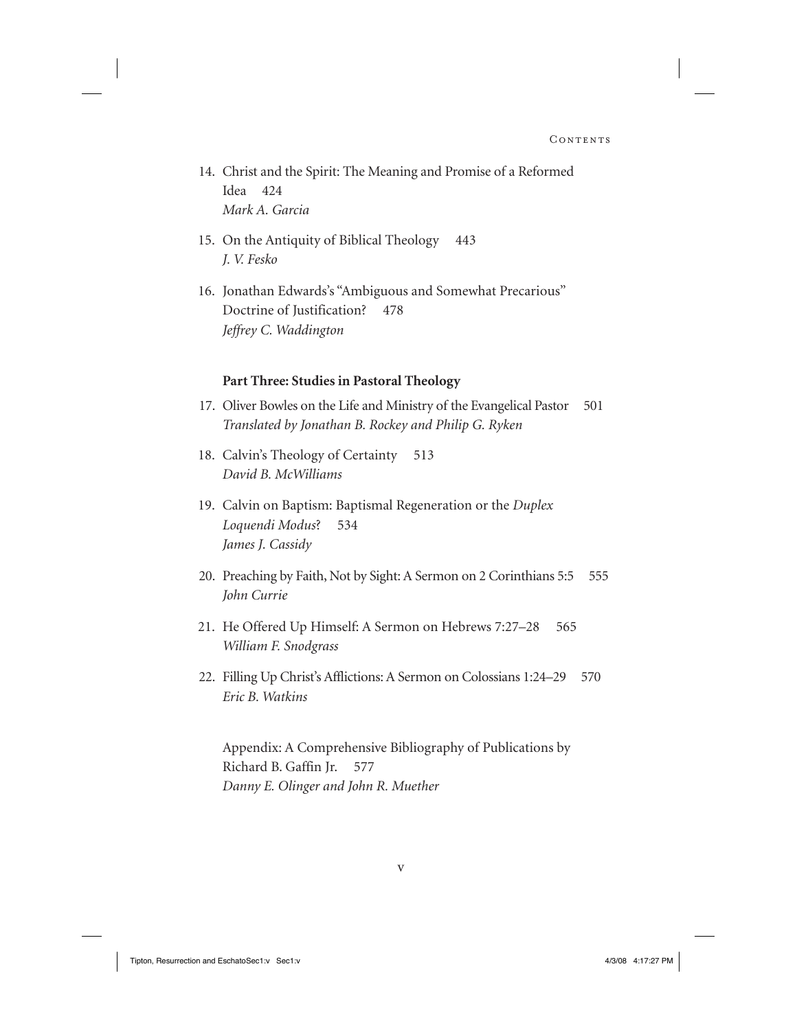14. Christ and the Spirit: The Meaning and Promise of a Reformed Idea 424
    *Mark A. Garcia*

15. On the Antiquity of Biblical Theology 443
    *J. V. Fesko*

16. Jonathan Edwards's "Ambiguous and Somewhat Precarious" Doctrine of Justification? 478
    *Jeffrey C. Waddington*

**Part Three: Studies in Pastoral Theology**

17. Oliver Bowles on the Life and Ministry of the Evangelical Pastor 501
    *Translated by Jonathan B. Rockey and Philip G. Ryken*

18. Calvin's Theology of Certainty 513
    *David B. McWilliams*

19. Calvin on Baptism: Baptismal Regeneration or the *Duplex Loquendi Modus*? 534
    *James J. Cassidy*

20. Preaching by Faith, Not by Sight: A Sermon on 2 Corinthians 5:5 555
    *John Currie*

21. He Offered Up Himself: A Sermon on Hebrews 7:27–28 565
    *William F. Snodgrass*

22. Filling Up Christ's Afflictions: A Sermon on Colossians 1:24–29 570
    *Eric B. Watkins*

Appendix: A Comprehensive Bibliography of Publications by Richard B. Gaffin Jr. 577
*Danny E. Olinger and John R. Muether*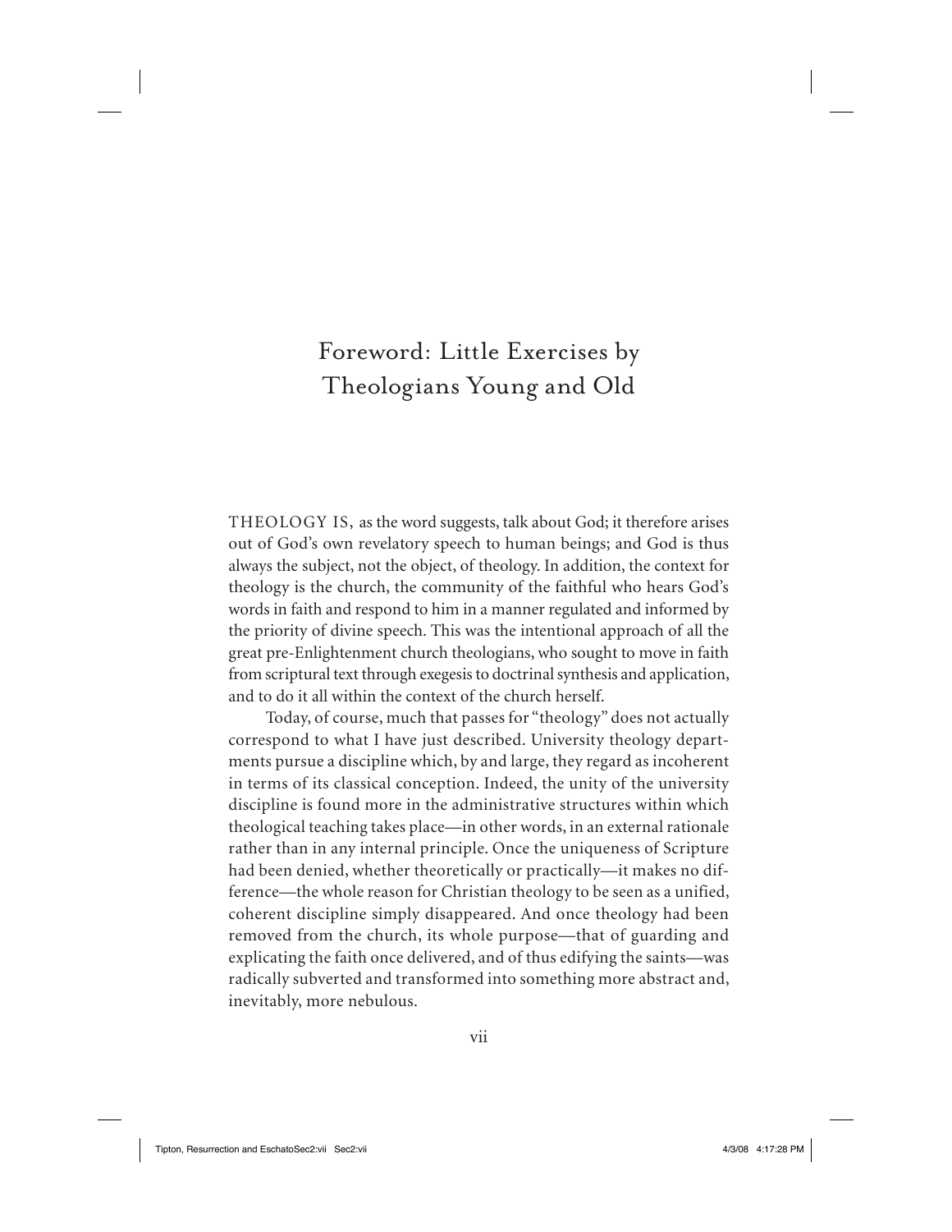# Foreword: Little Exercises by Theologians Young and Old

THEOLOGY IS, as the word suggests, talk about God; it therefore arises out of God's own revelatory speech to human beings; and God is thus always the subject, not the object, of theology. In addition, the context for theology is the church, the community of the faithful who hears God's words in faith and respond to him in a manner regulated and informed by the priority of divine speech. This was the intentional approach of all the great pre-Enlightenment church theologians, who sought to move in faith from scriptural text through exegesis to doctrinal synthesis and application, and to do it all within the context of the church herself.

Today, of course, much that passes for "theology" does not actually correspond to what I have just described. University theology departments pursue a discipline which, by and large, they regard as incoherent in terms of its classical conception. Indeed, the unity of the university discipline is found more in the administrative structures within which theological teaching takes place—in other words, in an external rationale rather than in any internal principle. Once the uniqueness of Scripture had been denied, whether theoretically or practically—it makes no difference—the whole reason for Christian theology to be seen as a unified, coherent discipline simply disappeared. And once theology had been removed from the church, its whole purpose—that of guarding and explicating the faith once delivered, and of thus edifying the saints—was radically subverted and transformed into something more abstract and, inevitably, more nebulous.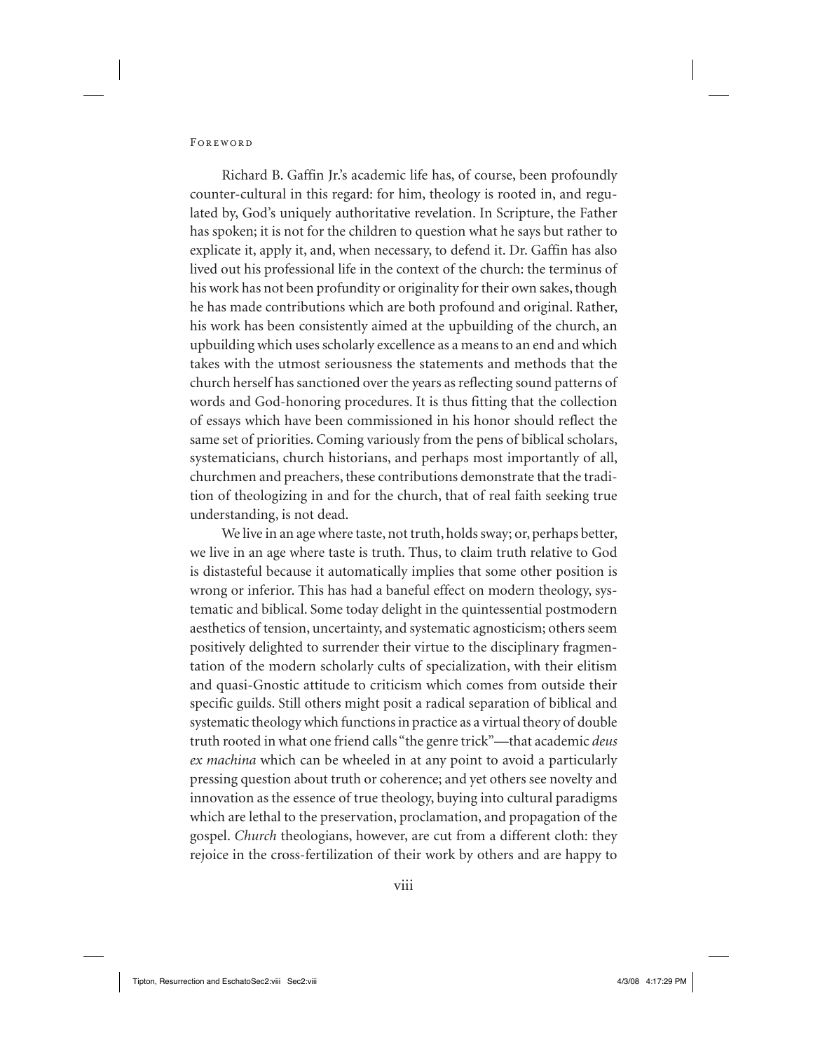Richard B. Gaffin Jr.'s academic life has, of course, been profoundly counter-cultural in this regard: for him, theology is rooted in, and regulated by, God's uniquely authoritative revelation. In Scripture, the Father has spoken; it is not for the children to question what he says but rather to explicate it, apply it, and, when necessary, to defend it. Dr. Gaffin has also lived out his professional life in the context of the church: the terminus of his work has not been profundity or originality for their own sakes, though he has made contributions which are both profound and original. Rather, his work has been consistently aimed at the upbuilding of the church, an upbuilding which uses scholarly excellence as a means to an end and which takes with the utmost seriousness the statements and methods that the church herself has sanctioned over the years as reflecting sound patterns of words and God-honoring procedures. It is thus fitting that the collection of essays which have been commissioned in his honor should reflect the same set of priorities. Coming variously from the pens of biblical scholars, systematicians, church historians, and perhaps most importantly of all, churchmen and preachers, these contributions demonstrate that the tradition of theologizing in and for the church, that of real faith seeking true understanding, is not dead.

We live in an age where taste, not truth, holds sway; or, perhaps better, we live in an age where taste is truth. Thus, to claim truth relative to God is distasteful because it automatically implies that some other position is wrong or inferior. This has had a baneful effect on modern theology, systematic and biblical. Some today delight in the quintessential postmodern aesthetics of tension, uncertainty, and systematic agnosticism; others seem positively delighted to surrender their virtue to the disciplinary fragmentation of the modern scholarly cults of specialization, with their elitism and quasi-Gnostic attitude to criticism which comes from outside their specific guilds. Still others might posit a radical separation of biblical and systematic theology which functions in practice as a virtual theory of double truth rooted in what one friend calls "the genre trick"—that academic *deus ex machina* which can be wheeled in at any point to avoid a particularly pressing question about truth or coherence; and yet others see novelty and innovation as the essence of true theology, buying into cultural paradigms which are lethal to the preservation, proclamation, and propagation of the gospel. *Church* theologians, however, are cut from a different cloth: they rejoice in the cross-fertilization of their work by others and are happy to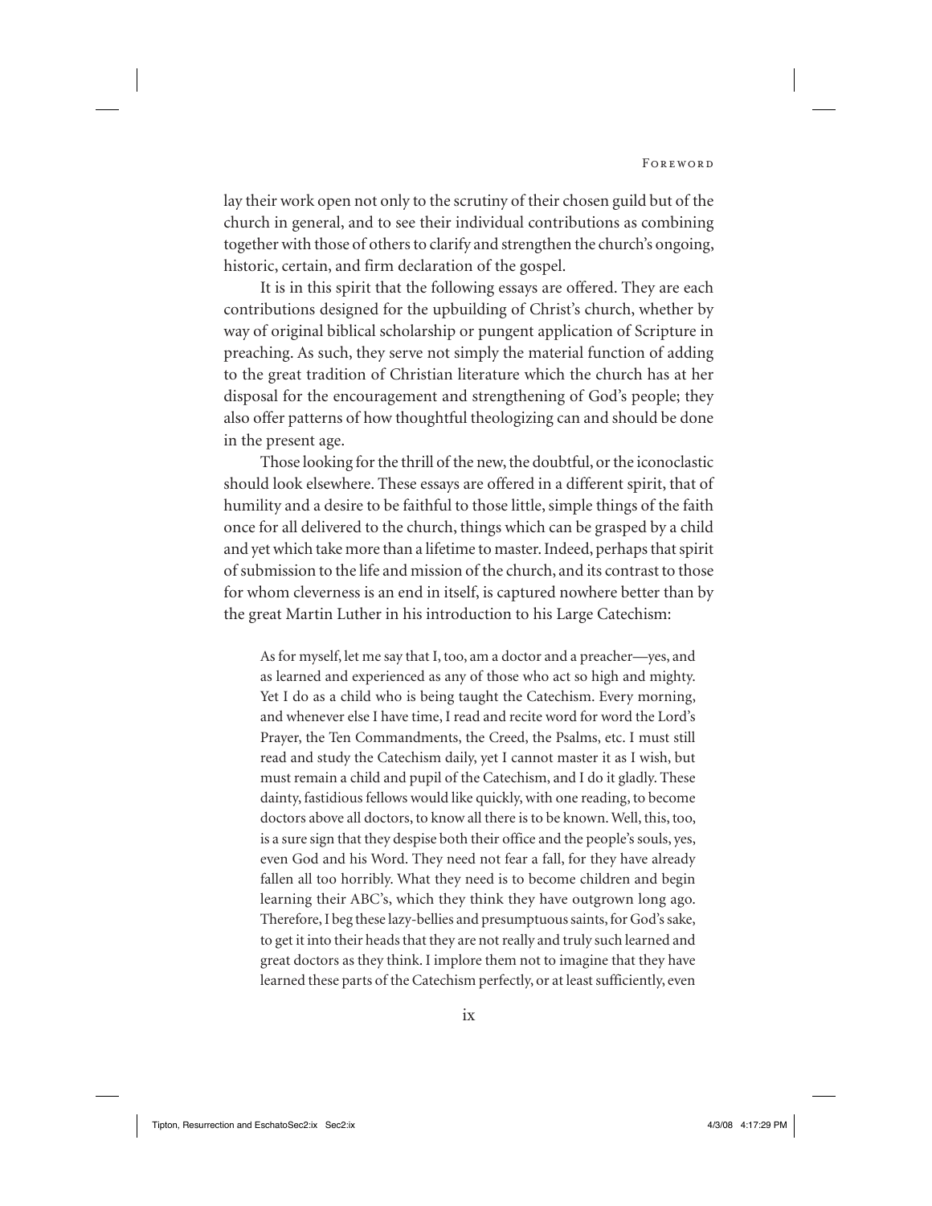lay their work open not only to the scrutiny of their chosen guild but of the church in general, and to see their individual contributions as combining together with those of others to clarify and strengthen the church's ongoing, historic, certain, and firm declaration of the gospel.

It is in this spirit that the following essays are offered. They are each contributions designed for the upbuilding of Christ's church, whether by way of original biblical scholarship or pungent application of Scripture in preaching. As such, they serve not simply the material function of adding to the great tradition of Christian literature which the church has at her disposal for the encouragement and strengthening of God's people; they also offer patterns of how thoughtful theologizing can and should be done in the present age.

Those looking for the thrill of the new, the doubtful, or the iconoclastic should look elsewhere. These essays are offered in a different spirit, that of humility and a desire to be faithful to those little, simple things of the faith once for all delivered to the church, things which can be grasped by a child and yet which take more than a lifetime to master. Indeed, perhaps that spirit of submission to the life and mission of the church, and its contrast to those for whom cleverness is an end in itself, is captured nowhere better than by the great Martin Luther in his introduction to his Large Catechism:

> As for myself, let me say that I, too, am a doctor and a preacher—yes, and as learned and experienced as any of those who act so high and mighty. Yet I do as a child who is being taught the Catechism. Every morning, and whenever else I have time, I read and recite word for word the Lord's Prayer, the Ten Commandments, the Creed, the Psalms, etc. I must still read and study the Catechism daily, yet I cannot master it as I wish, but must remain a child and pupil of the Catechism, and I do it gladly. These dainty, fastidious fellows would like quickly, with one reading, to become doctors above all doctors, to know all there is to be known. Well, this, too, is a sure sign that they despise both their office and the people's souls, yes, even God and his Word. They need not fear a fall, for they have already fallen all too horribly. What they need is to become children and begin learning their ABC's, which they think they have outgrown long ago. Therefore, I beg these lazy-bellies and presumptuous saints, for God's sake, to get it into their heads that they are not really and truly such learned and great doctors as they think. I implore them not to imagine that they have learned these parts of the Catechism perfectly, or at least sufficiently, even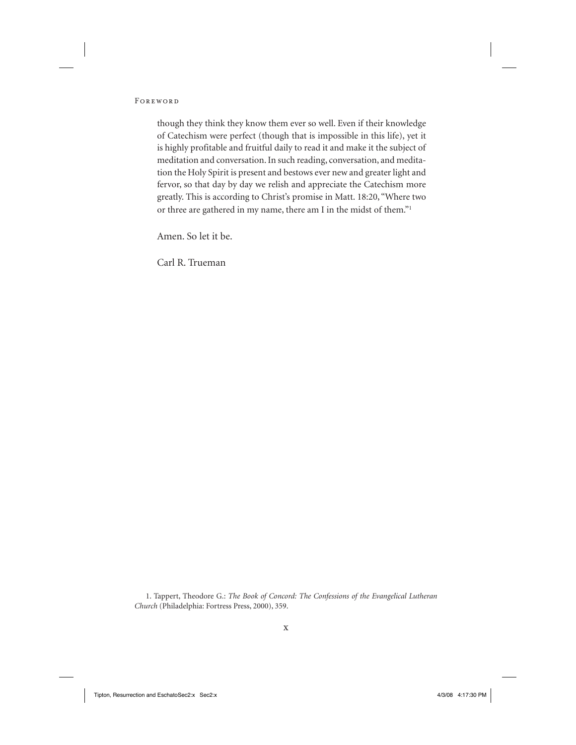though they think they know them ever so well. Even if their knowledge of Catechism were perfect (though that is impossible in this life), yet it is highly profitable and fruitful daily to read it and make it the subject of meditation and conversation. In such reading, conversation, and meditation the Holy Spirit is present and bestows ever new and greater light and fervor, so that day by day we relish and appreciate the Catechism more greatly. This is according to Christ's promise in Matt. 18:20, "Where two or three are gathered in my name, there am I in the midst of them."[1]

Amen. So let it be.

Carl R. Trueman

1. Tappert, Theodore G.: *The Book of Concord: The Confessions of the Evangelical Lutheran Church* (Philadelphia: Fortress Press, 2000), 359.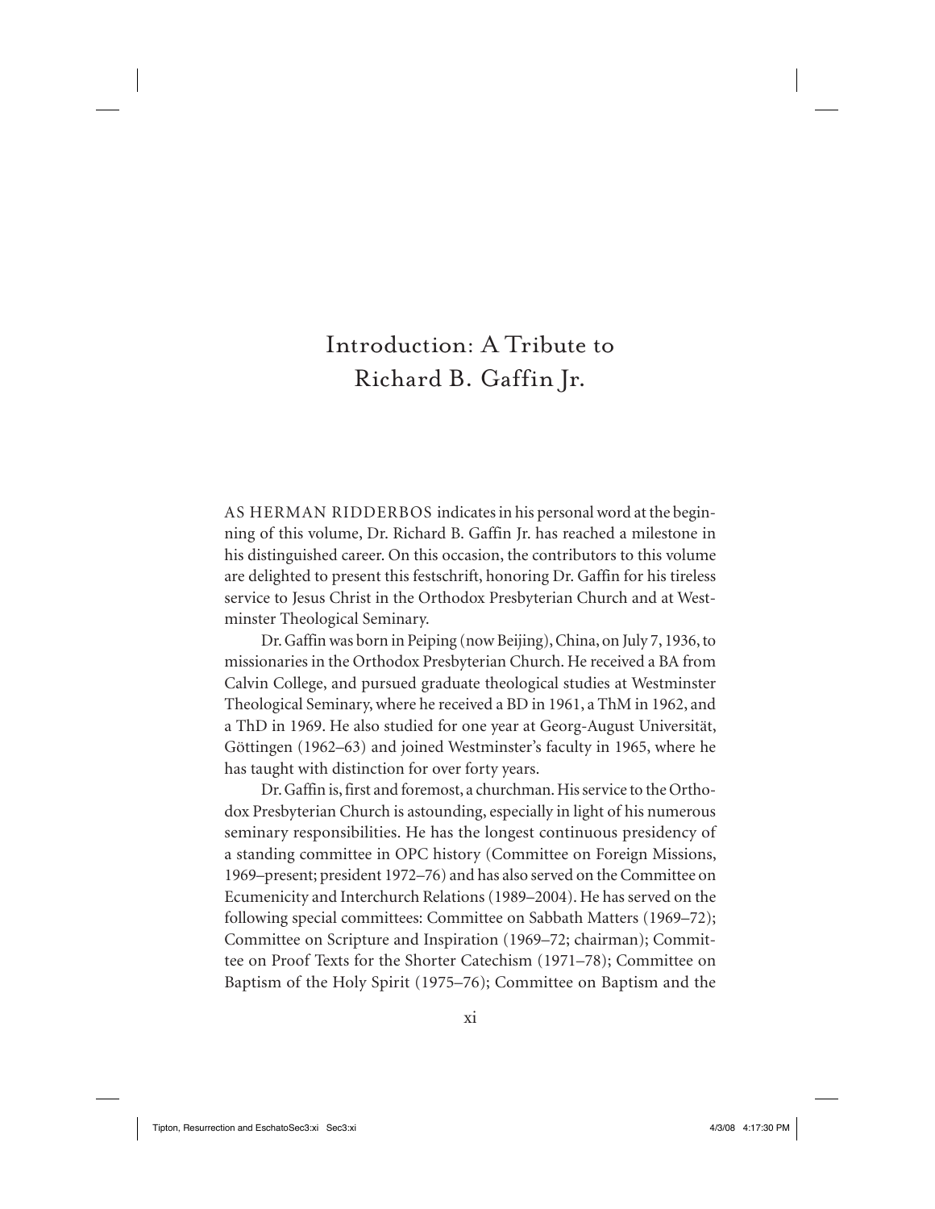# Introduction: A Tribute to Richard B. Gaffin Jr.

AS HERMAN RIDDERBOS indicates in his personal word at the beginning of this volume, Dr. Richard B. Gaffin Jr. has reached a milestone in his distinguished career. On this occasion, the contributors to this volume are delighted to present this festschrift, honoring Dr. Gaffin for his tireless service to Jesus Christ in the Orthodox Presbyterian Church and at Westminster Theological Seminary.

Dr. Gaffin was born in Peiping (now Beijing), China, on July 7, 1936, to missionaries in the Orthodox Presbyterian Church. He received a BA from Calvin College, and pursued graduate theological studies at Westminster Theological Seminary, where he received a BD in 1961, a ThM in 1962, and a ThD in 1969. He also studied for one year at Georg-August Universität, Göttingen (1962–63) and joined Westminster's faculty in 1965, where he has taught with distinction for over forty years.

Dr. Gaffin is, first and foremost, a churchman. His service to the Orthodox Presbyterian Church is astounding, especially in light of his numerous seminary responsibilities. He has the longest continuous presidency of a standing committee in OPC history (Committee on Foreign Missions, 1969–present; president 1972–76) and has also served on the Committee on Ecumenicity and Interchurch Relations (1989–2004). He has served on the following special committees: Committee on Sabbath Matters (1969–72); Committee on Scripture and Inspiration (1969–72; chairman); Committee on Proof Texts for the Shorter Catechism (1971–78); Committee on Baptism of the Holy Spirit (1975–76); Committee on Baptism and the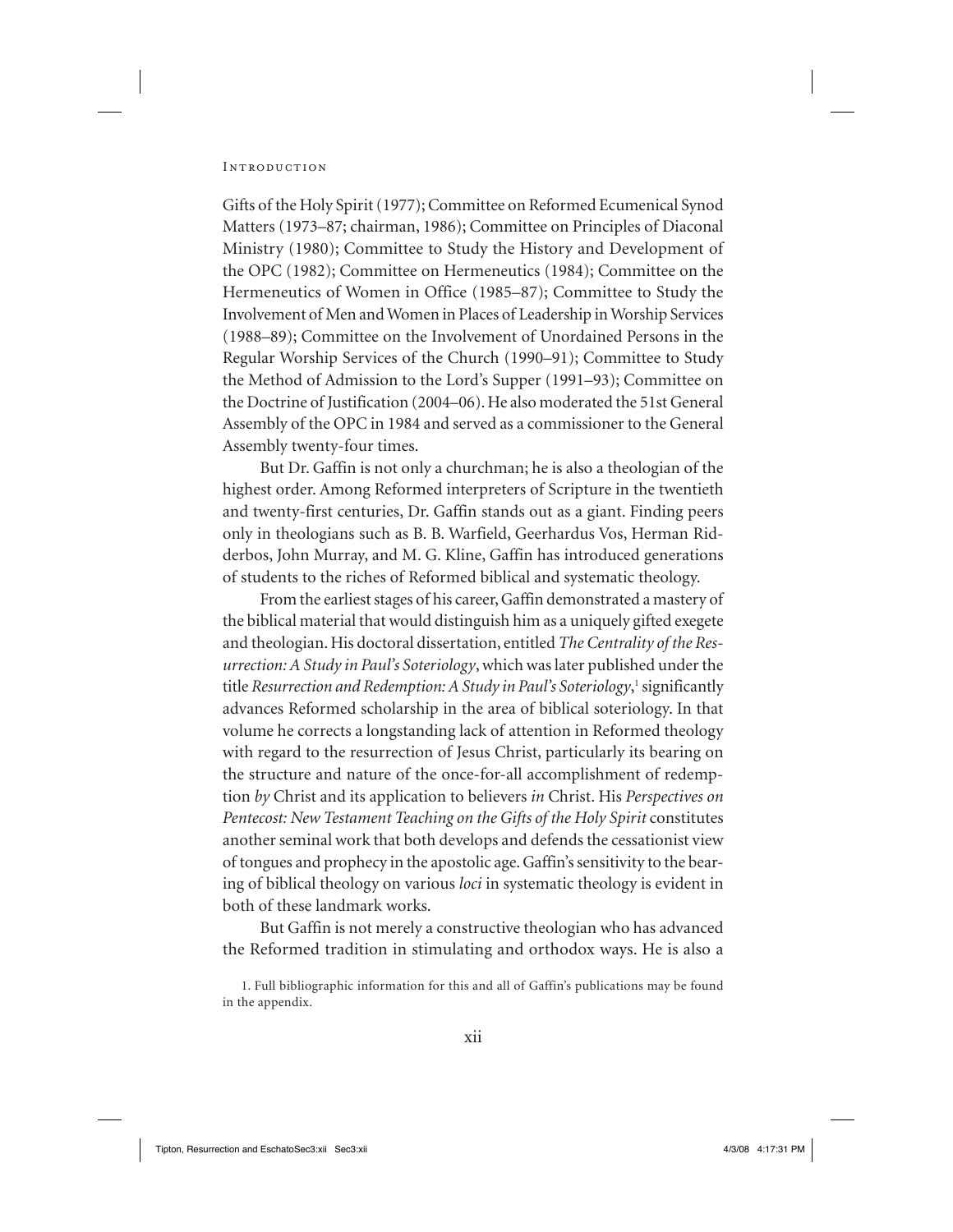Gifts of the Holy Spirit (1977); Committee on Reformed Ecumenical Synod Matters (1973–87; chairman, 1986); Committee on Principles of Diaconal Ministry (1980); Committee to Study the History and Development of the OPC (1982); Committee on Hermeneutics (1984); Committee on the Hermeneutics of Women in Office (1985–87); Committee to Study the Involvement of Men and Women in Places of Leadership in Worship Services (1988–89); Committee on the Involvement of Unordained Persons in the Regular Worship Services of the Church (1990–91); Committee to Study the Method of Admission to the Lord's Supper (1991–93); Committee on the Doctrine of Justification (2004–06). He also moderated the 51st General Assembly of the OPC in 1984 and served as a commissioner to the General Assembly twenty-four times.

But Dr. Gaffin is not only a churchman; he is also a theologian of the highest order. Among Reformed interpreters of Scripture in the twentieth and twenty-first centuries, Dr. Gaffin stands out as a giant. Finding peers only in theologians such as B. B. Warfield, Geerhardus Vos, Herman Ridderbos, John Murray, and M. G. Kline, Gaffin has introduced generations of students to the riches of Reformed biblical and systematic theology.

From the earliest stages of his career, Gaffin demonstrated a mastery of the biblical material that would distinguish him as a uniquely gifted exegete and theologian. His doctoral dissertation, entitled *The Centrality of the Resurrection: A Study in Paul's Soteriology*, which was later published under the title *Resurrection and Redemption: A Study in Paul's Soteriology*,[1] significantly advances Reformed scholarship in the area of biblical soteriology. In that volume he corrects a longstanding lack of attention in Reformed theology with regard to the resurrection of Jesus Christ, particularly its bearing on the structure and nature of the once-for-all accomplishment of redemption *by* Christ and its application to believers *in* Christ. His *Perspectives on Pentecost: New Testament Teaching on the Gifts of the Holy Spirit* constitutes another seminal work that both develops and defends the cessationist view of tongues and prophecy in the apostolic age. Gaffin's sensitivity to the bearing of biblical theology on various *loci* in systematic theology is evident in both of these landmark works.

But Gaffin is not merely a constructive theologian who has advanced the Reformed tradition in stimulating and orthodox ways. He is also a

1. Full bibliographic information for this and all of Gaffin's publications may be found in the appendix.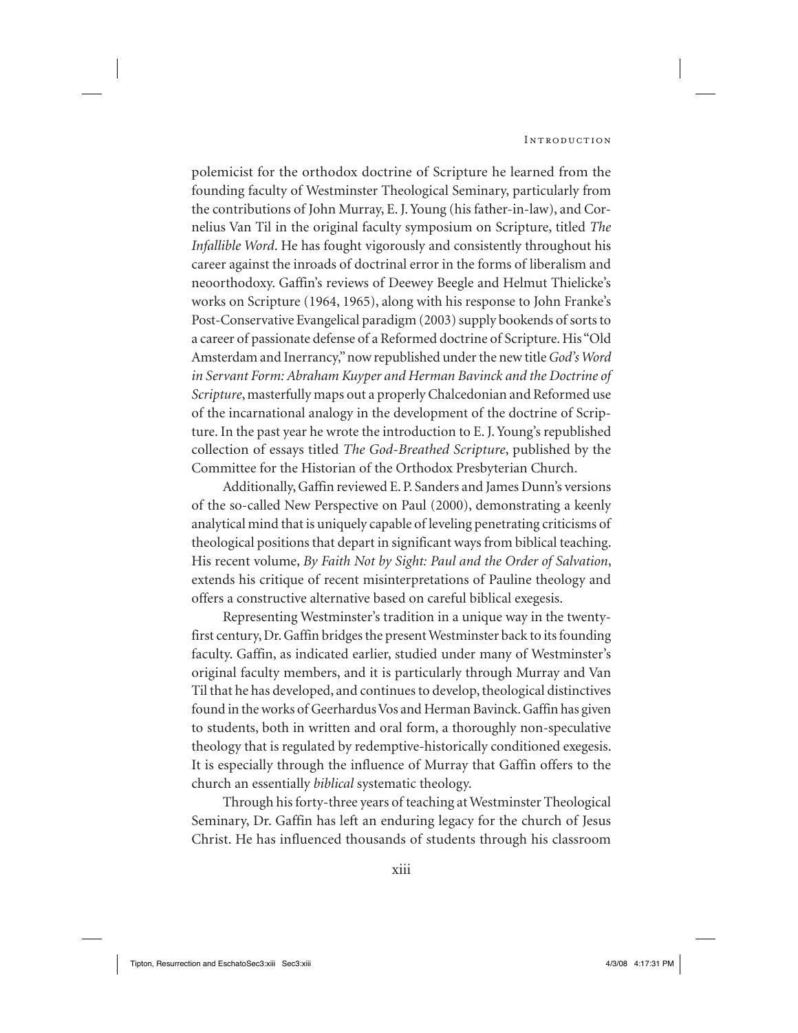polemicist for the orthodox doctrine of Scripture he learned from the founding faculty of Westminster Theological Seminary, particularly from the contributions of John Murray, E. J. Young (his father-in-law), and Cornelius Van Til in the original faculty symposium on Scripture, titled *The Infallible Word*. He has fought vigorously and consistently throughout his career against the inroads of doctrinal error in the forms of liberalism and neoorthodoxy. Gaffin's reviews of Deewey Beegle and Helmut Thielicke's works on Scripture (1964, 1965), along with his response to John Franke's Post-Conservative Evangelical paradigm (2003) supply bookends of sorts to a career of passionate defense of a Reformed doctrine of Scripture. His "Old Amsterdam and Inerrancy," now republished under the new title *God's Word in Servant Form: Abraham Kuyper and Herman Bavinck and the Doctrine of Scripture*, masterfully maps out a properly Chalcedonian and Reformed use of the incarnational analogy in the development of the doctrine of Scripture. In the past year he wrote the introduction to E. J. Young's republished collection of essays titled *The God-Breathed Scripture*, published by the Committee for the Historian of the Orthodox Presbyterian Church.

Additionally, Gaffin reviewed E. P. Sanders and James Dunn's versions of the so-called New Perspective on Paul (2000), demonstrating a keenly analytical mind that is uniquely capable of leveling penetrating criticisms of theological positions that depart in significant ways from biblical teaching. His recent volume, *By Faith Not by Sight: Paul and the Order of Salvation*, extends his critique of recent misinterpretations of Pauline theology and offers a constructive alternative based on careful biblical exegesis.

Representing Westminster's tradition in a unique way in the twenty-first century, Dr. Gaffin bridges the present Westminster back to its founding faculty. Gaffin, as indicated earlier, studied under many of Westminster's original faculty members, and it is particularly through Murray and Van Til that he has developed, and continues to develop, theological distinctives found in the works of Geerhardus Vos and Herman Bavinck. Gaffin has given to students, both in written and oral form, a thoroughly non-speculative theology that is regulated by redemptive-historically conditioned exegesis. It is especially through the influence of Murray that Gaffin offers to the church an essentially *biblical* systematic theology.

Through his forty-three years of teaching at Westminster Theological Seminary, Dr. Gaffin has left an enduring legacy for the church of Jesus Christ. He has influenced thousands of students through his classroom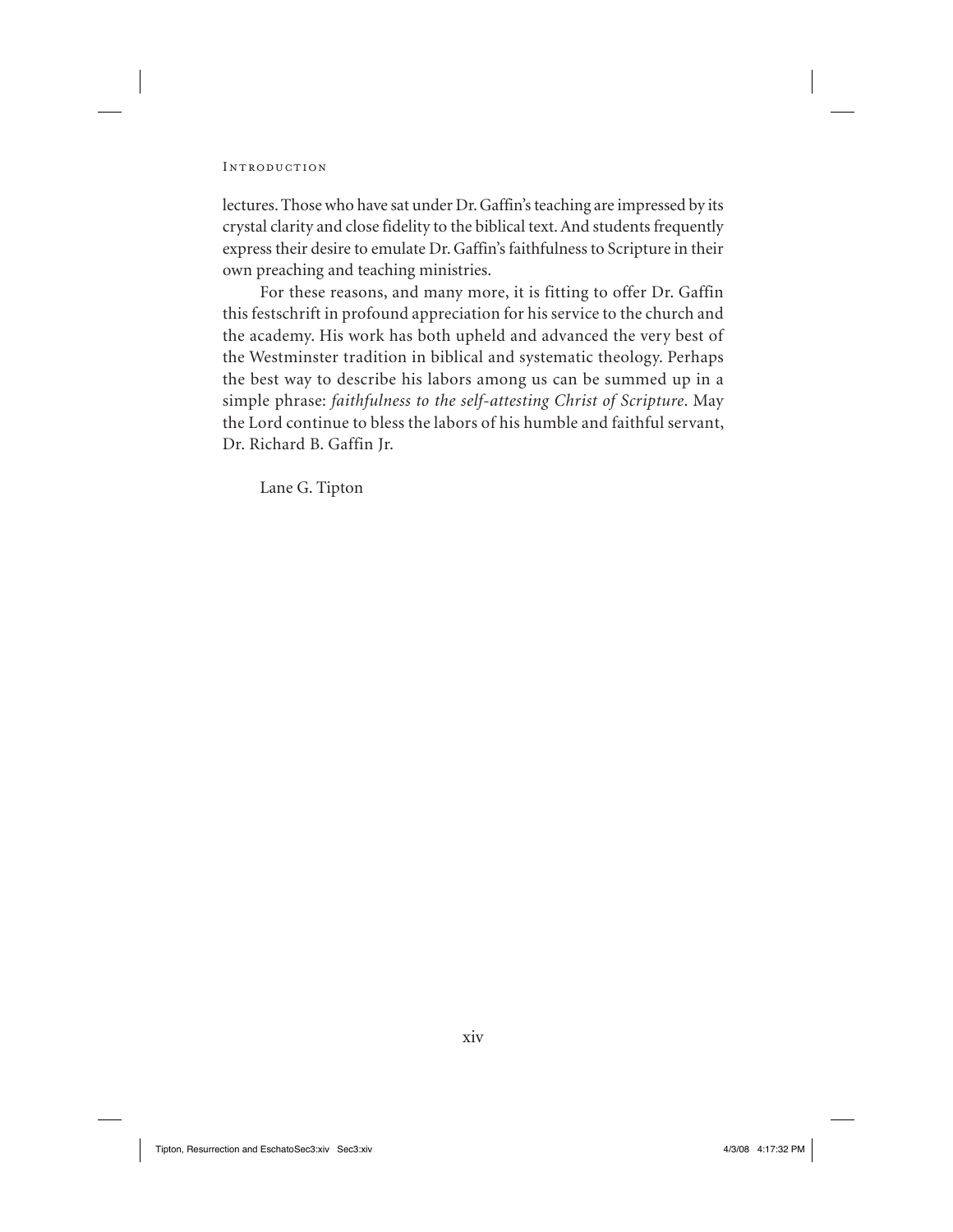lectures. Those who have sat under Dr. Gaffin's teaching are impressed by its crystal clarity and close fidelity to the biblical text. And students frequently express their desire to emulate Dr. Gaffin's faithfulness to Scripture in their own preaching and teaching ministries.

For these reasons, and many more, it is fitting to offer Dr. Gaffin this festschrift in profound appreciation for his service to the church and the academy. His work has both upheld and advanced the very best of the Westminster tradition in biblical and systematic theology. Perhaps the best way to describe his labors among us can be summed up in a simple phrase: *faithfulness to the self-attesting Christ of Scripture*. May the Lord continue to bless the labors of his humble and faithful servant, Dr. Richard B. Gaffin Jr.

Lane G. Tipton